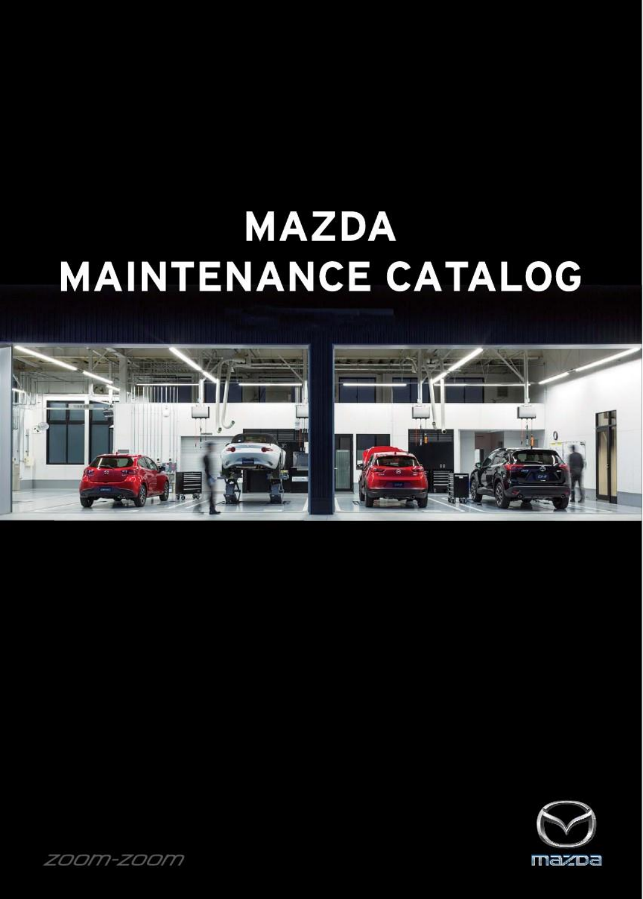# MAZDA MAINTENANCE CATALOG

zoom-zoom

mazda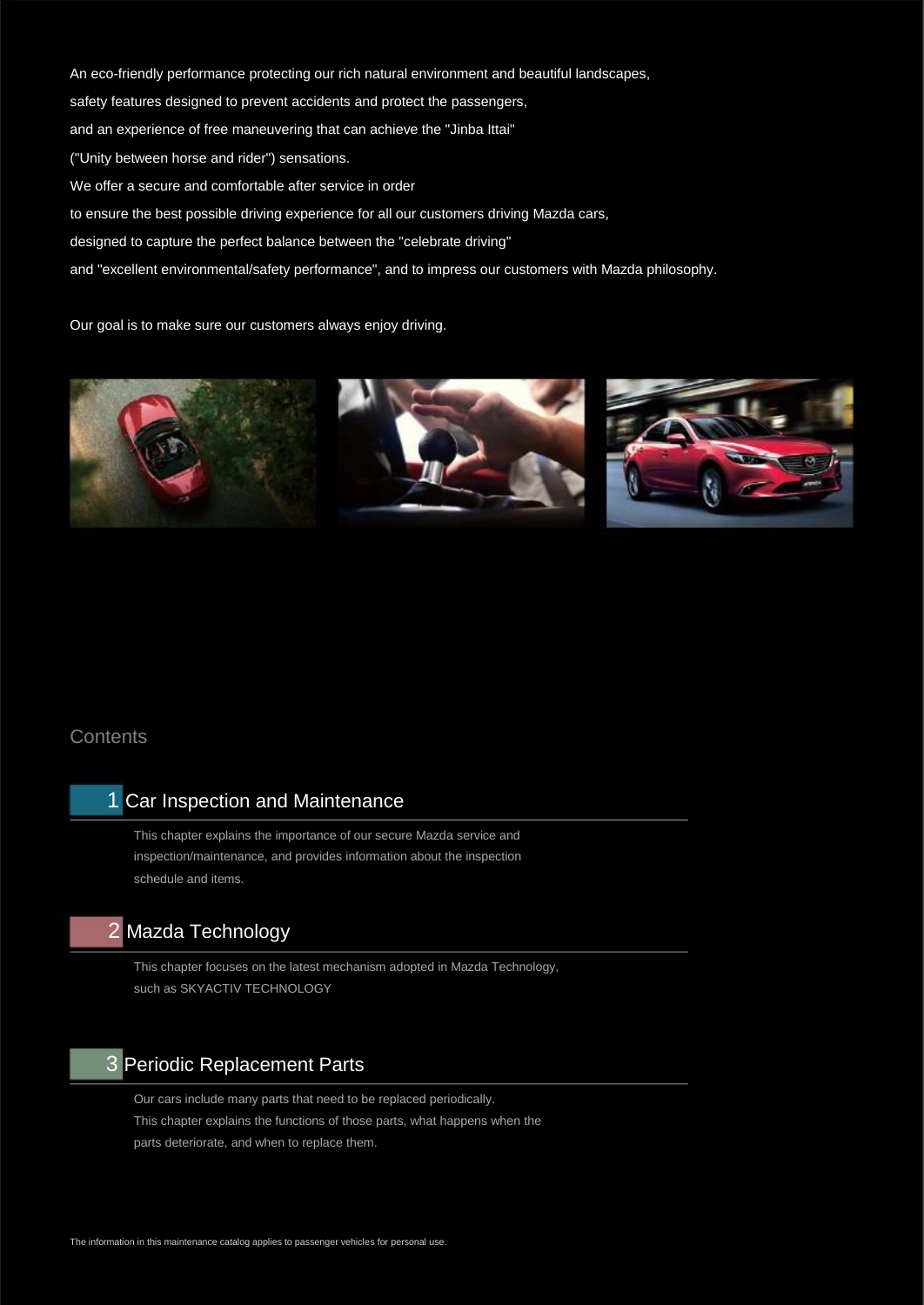An eco-friendly performance protecting our rich natural environment and beautiful landscapes,
safety features designed to prevent accidents and protect the passengers,
and an experience of free maneuvering that can achieve the "Jinba Ittai"
("Unity between horse and rider") sensations.
We offer a secure and comfortable after service in order
to ensure the best possible driving experience for all our customers driving Mazda cars,
designed to capture the perfect balance between the "celebrate driving"
and "excellent environmental/safety performance", and to impress our customers with Mazda philosophy.

Our goal is to make sure our customers always enjoy driving.

## Contents

### 1 Car Inspection and Maintenance

This chapter explains the importance of our secure Mazda service and inspection/maintenance, and provides information about the inspection schedule and items.

### 2 Mazda Technology

This chapter focuses on the latest mechanism adopted in Mazda Technology, such as SKYACTIV TECHNOLOGY

### 3 Periodic Replacement Parts

Our cars include many parts that need to be replaced periodically.
This chapter explains the functions of those parts, what happens when the parts deteriorate, and when to replace them.

The information in this maintenance catalog applies to passenger vehicles for personal use.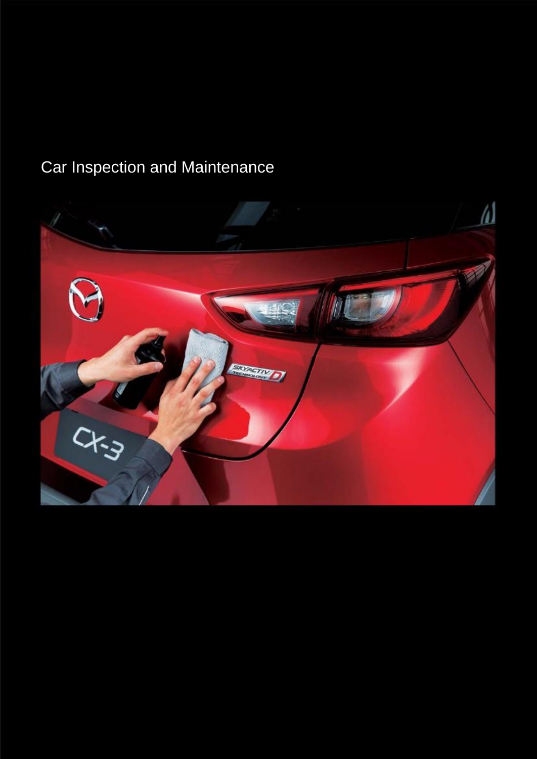# Car Inspection and Maintenance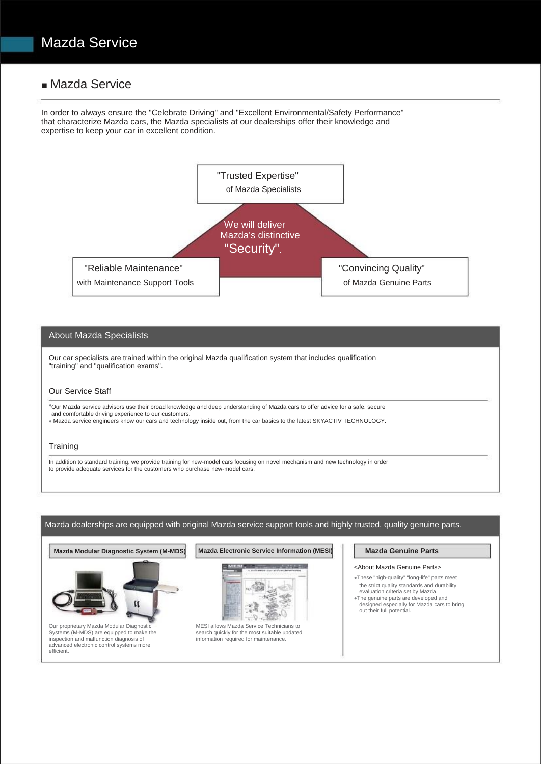# Mazda Service

## Mazda Service

In order to always ensure the "Celebrate Driving" and "Excellent Environmental/Safety Performance" that characterize Mazda cars, the Mazda specialists at our dealerships offer their knowledge and expertise to keep your car in excellent condition.

"Trusted Expertise"
of Mazda Specialists

We will deliver Mazda's distinctive "Security".

"Reliable Maintenance"
with Maintenance Support Tools

"Convincing Quality"
of Mazda Genuine Parts

### About Mazda Specialists

Our car specialists are trained within the original Mazda qualification system that includes qualification "training" and "qualification exams".

#### Our Service Staff

- Our Mazda service advisors use their broad knowledge and deep understanding of Mazda cars to offer advice for a safe, secure and comfortable driving experience to our customers.
- Mazda service engineers know our cars and technology inside out, from the car basics to the latest SKYACTIV TECHNOLOGY.

#### Training

In addition to standard training, we provide training for new-model cars focusing on novel mechanism and new technology in order to provide adequate services for the customers who purchase new-model cars.

### Mazda dealerships are equipped with original Mazda service support tools and highly trusted, quality genuine parts.

**Mazda Modular Diagnostic System (M-MDS)**

Our proprietary Mazda Modular Diagnostic Systems (M-MDS) are equipped to make the inspection and malfunction diagnosis of advanced electronic control systems more efficient.

**Mazda Electronic Service Information (MESI)**

MESI allows Mazda Service Technicians to search quickly for the most suitable updated information required for maintenance.

**Mazda Genuine Parts**

<About Mazda Genuine Parts>

- These "high-quality" "long-life" parts meet the strict quality standards and durability evaluation criteria set by Mazda.
- The genuine parts are developed and designed especially for Mazda cars to bring out their full potential.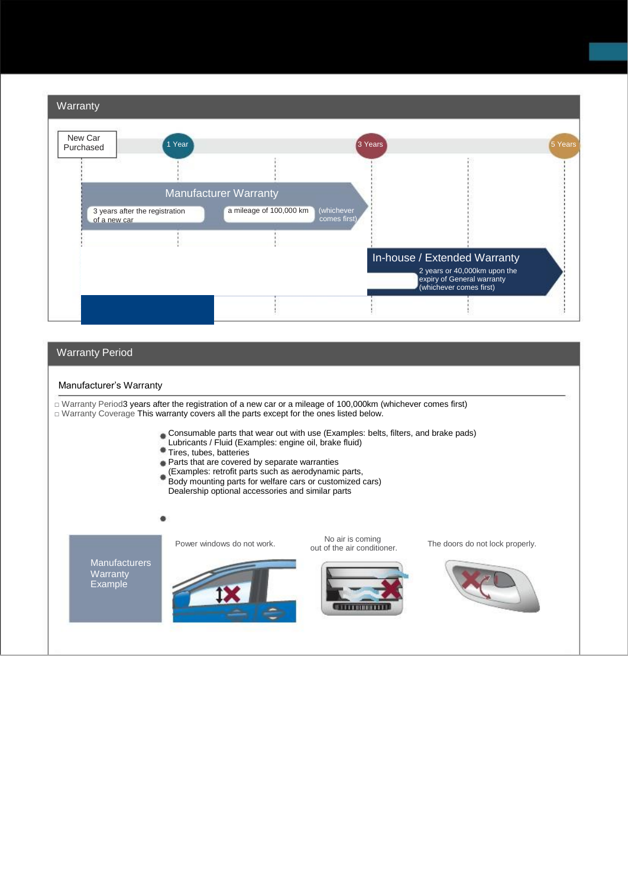## Warranty

New Car Purchased | 1 Year | 3 Years | 5 Years

**Manufacturer Warranty**

3 years after the registration of a new car | a mileage of 100,000 km | (whichever comes first)

**In-house / Extended Warranty**

2 years or 40,000km upon the expiry of General warranty (whichever comes first)

## Warranty Period

### Manufacturer's Warranty

□ Warranty Period3 years after the registration of a new car or a mileage of 100,000km (whichever comes first)
□ Warranty Coverage This warranty covers all the parts except for the ones listed below.

- Consumable parts that wear out with use (Examples: belts, filters, and brake pads)
  Lubricants / Fluid (Examples: engine oil, brake fluid)
- Tires, tubes, batteries
- Parts that are covered by separate warranties
  (Examples: retrofit parts such as aerodynamic parts,
- Body mounting parts for welfare cars or customized cars)
  Dealership optional accessories and similar parts
- 

Manufacturers Warranty Example

Power windows do not work.

No air is coming out of the air conditioner.

The doors do not lock properly.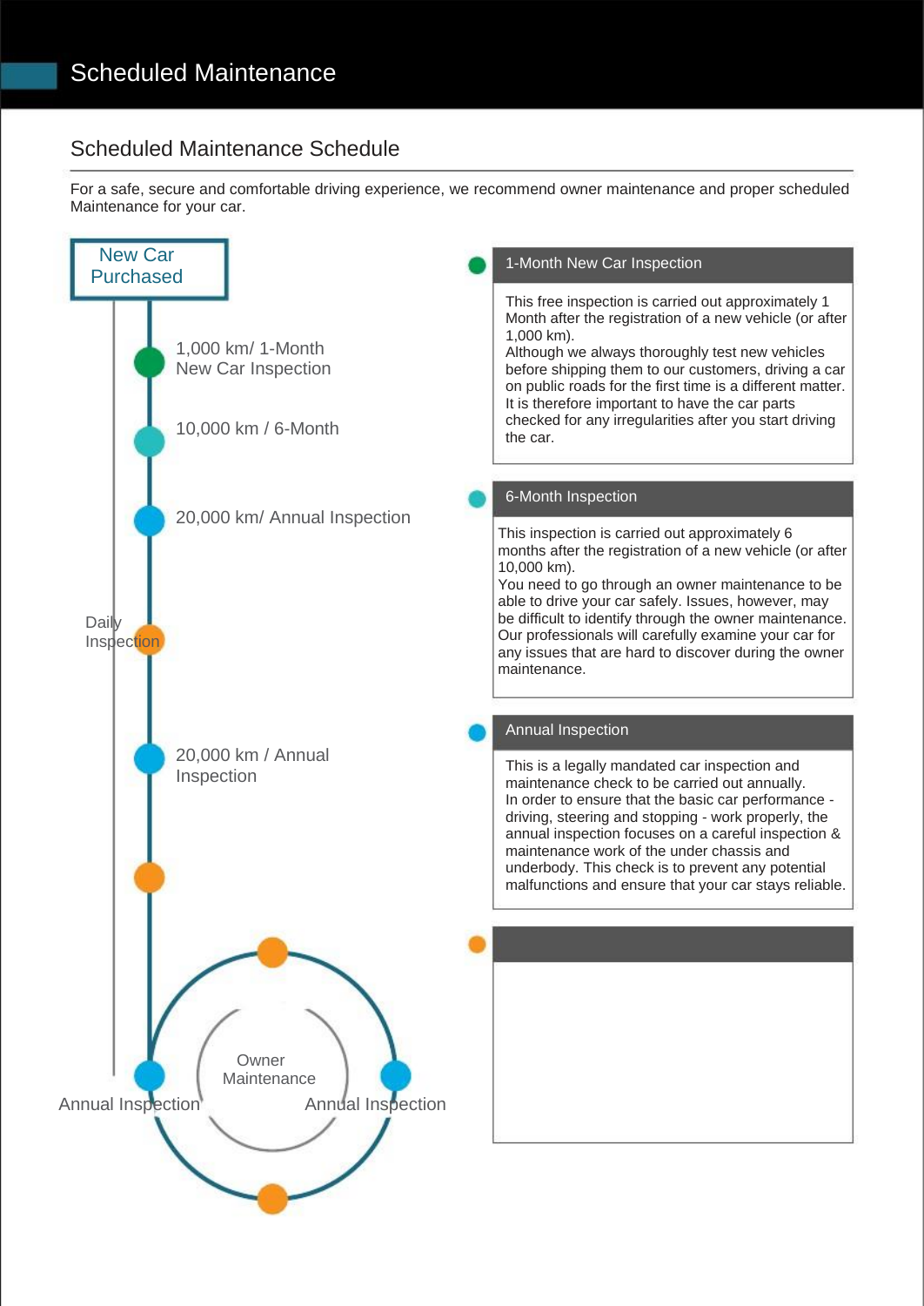# Scheduled Maintenance

## Scheduled Maintenance Schedule

For a safe, secure and comfortable driving experience, we recommend owner maintenance and proper scheduled Maintenance for your car.

New Car Purchased

- 1,000 km/ 1-Month New Car Inspection
- 10,000 km / 6-Month
- 20,000 km/ Annual Inspection
- Daily Inspection
- 20,000 km / Annual Inspection

Owner Maintenance

Annual Inspection

Annual Inspection

### 1-Month New Car Inspection

This free inspection is carried out approximately 1 Month after the registration of a new vehicle (or after 1,000 km).
Although we always thoroughly test new vehicles before shipping them to our customers, driving a car on public roads for the first time is a different matter. It is therefore important to have the car parts checked for any irregularities after you start driving the car.

### 6-Month Inspection

This inspection is carried out approximately 6 months after the registration of a new vehicle (or after 10,000 km).
You need to go through an owner maintenance to be able to drive your car safely. Issues, however, may be difficult to identify through the owner maintenance. Our professionals will carefully examine your car for any issues that are hard to discover during the owner maintenance.

### Annual Inspection

This is a legally mandated car inspection and maintenance check to be carried out annually.
In order to ensure that the basic car performance - driving, steering and stopping - work properly, the annual inspection focuses on a careful inspection & maintenance work of the under chassis and underbody. This check is to prevent any potential malfunctions and ensure that your car stays reliable.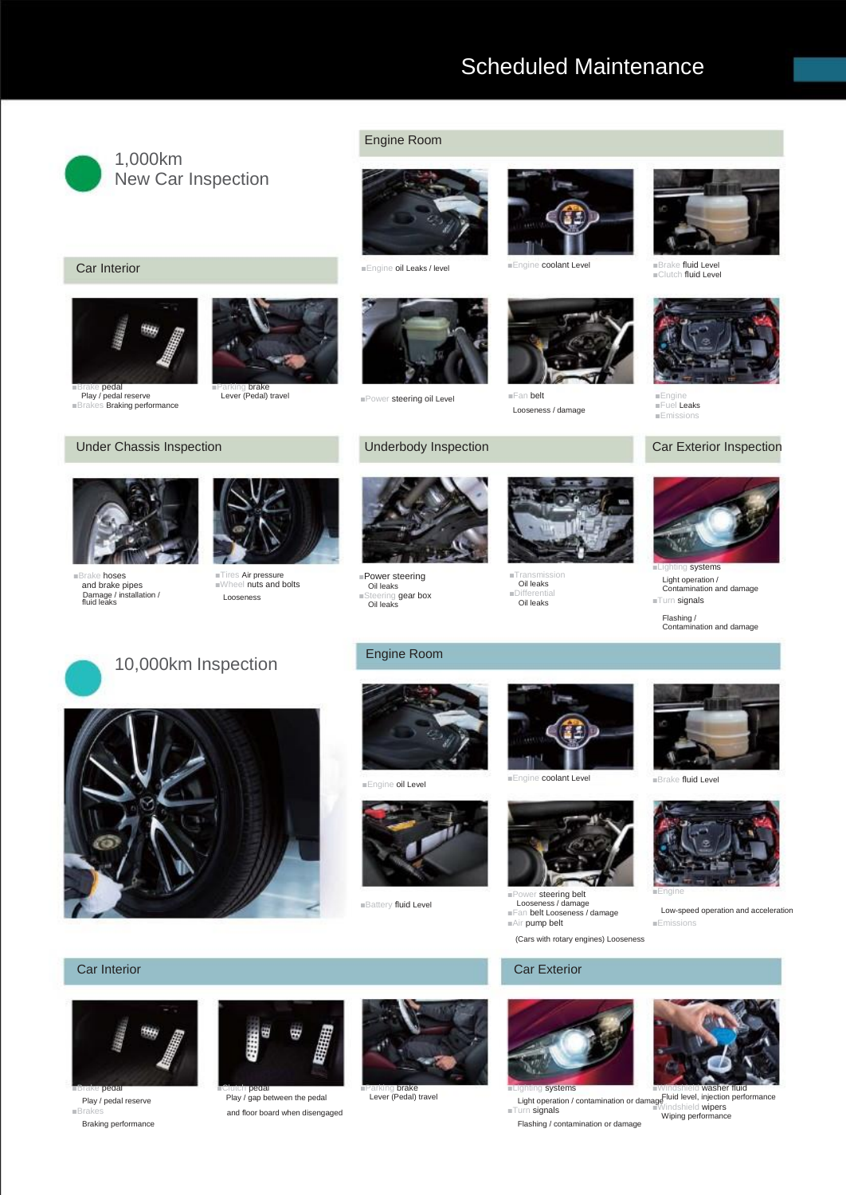# Scheduled Maintenance

## 1,000km New Car Inspection

### Engine Room

- Engine oil Leaks / level
- Engine coolant Level
- Brake fluid Level
- Clutch fluid Level
- Power steering oil Level
- Fan belt
  Looseness / damage
- Engine
- Fuel Leaks
- Emissions

### Car Interior

- Brake pedal
  Play / pedal reserve
- Brakes Braking performance
- Parking brake
  Lever (Pedal) travel

### Under Chassis Inspection

- Brake hoses and brake pipes
  Damage / installation / fluid leaks
- Tires Air pressure
- Wheel nuts and bolts
  Looseness

### Underbody Inspection

- Power steering
  Oil leaks
- Steering gear box
  Oil leaks
- Transmission
  Oil leaks
- Differential
  Oil leaks

### Car Exterior Inspection

- Lighting systems
  Light operation / Contamination and damage
- Turn signals
  Flashing / Contamination and damage

## 10,000km Inspection

### Engine Room

- Engine oil Level
- Engine coolant Level
- Brake fluid Level
- Battery fluid Level
- Power steering belt
  Looseness / damage
- Fan belt Looseness / damage
- Air pump belt
  (Cars with rotary engines) Looseness
- Engine
  Low-speed operation and acceleration
- Emissions

### Car Interior

- Brake pedal
  Play / pedal reserve
- Brakes
  Braking performance
- Clutch pedal
  Play / gap between the pedal and floor board when disengaged
- Parking brake
  Lever (Pedal) travel

### Car Exterior

- Lighting systems
  Light operation / contamination or damage
- Turn signals
  Flashing / contamination or damage
- Windshield washer fluid
  Fluid level, injection performance
- Windshield wipers
  Wiping performance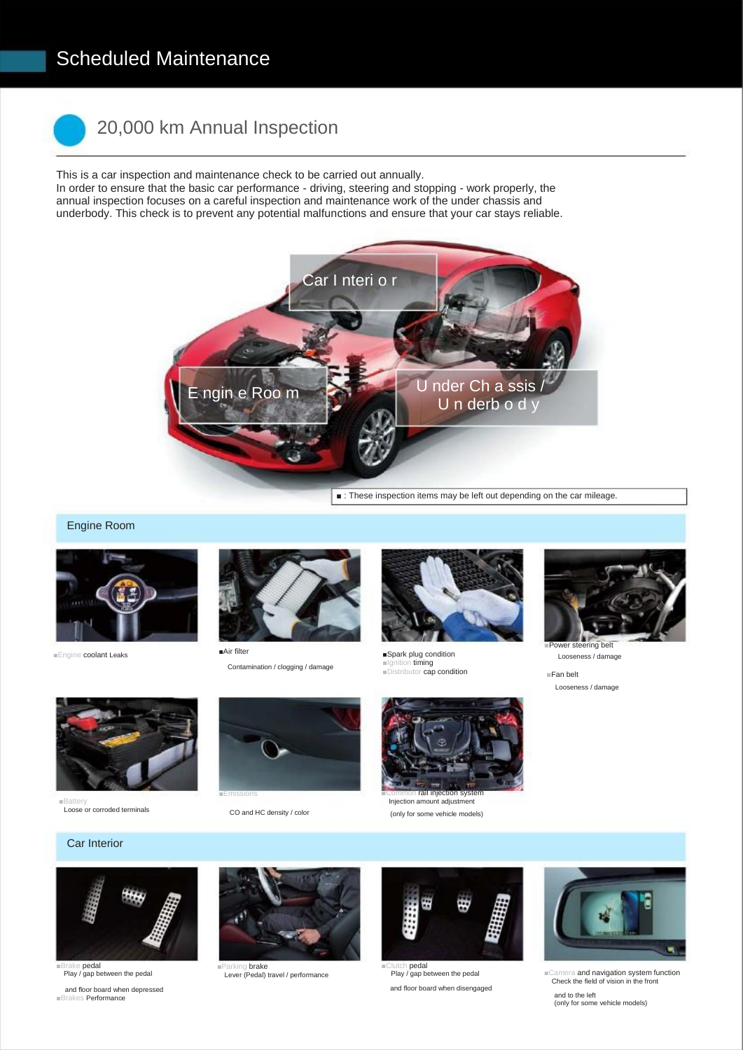# Scheduled Maintenance

## 20,000 km Annual Inspection

This is a car inspection and maintenance check to be carried out annually.
In order to ensure that the basic car performance - driving, steering and stopping - work properly, the annual inspection focuses on a careful inspection and maintenance work of the under chassis and underbody. This check is to prevent any potential malfunctions and ensure that your car stays reliable.

Car Interior

Engine Room

Under Chassis / Underbody

■ : These inspection items may be left out depending on the car mileage.

### Engine Room

■Engine coolant Leaks

■Air filter
Contamination / clogging / damage

■Spark plug condition
■Ignition timing
■Distributor cap condition

■Power steering belt
Looseness / damage

■Fan belt
Looseness / damage

■Battery
Loose or corroded terminals

■Emissions
CO and HC density / color

■Common rail injection system
Injection amount adjustment
(only for some vehicle models)

### Car Interior

■Brake pedal
Play / gap between the pedal and floor board when depressed
■Brakes Performance

■Parking brake
Lever (Pedal) travel / performance

■Clutch pedal
Play / gap between the pedal and floor board when disengaged

■Camera and navigation system function
Check the field of vision in the front and to the left
(only for some vehicle models)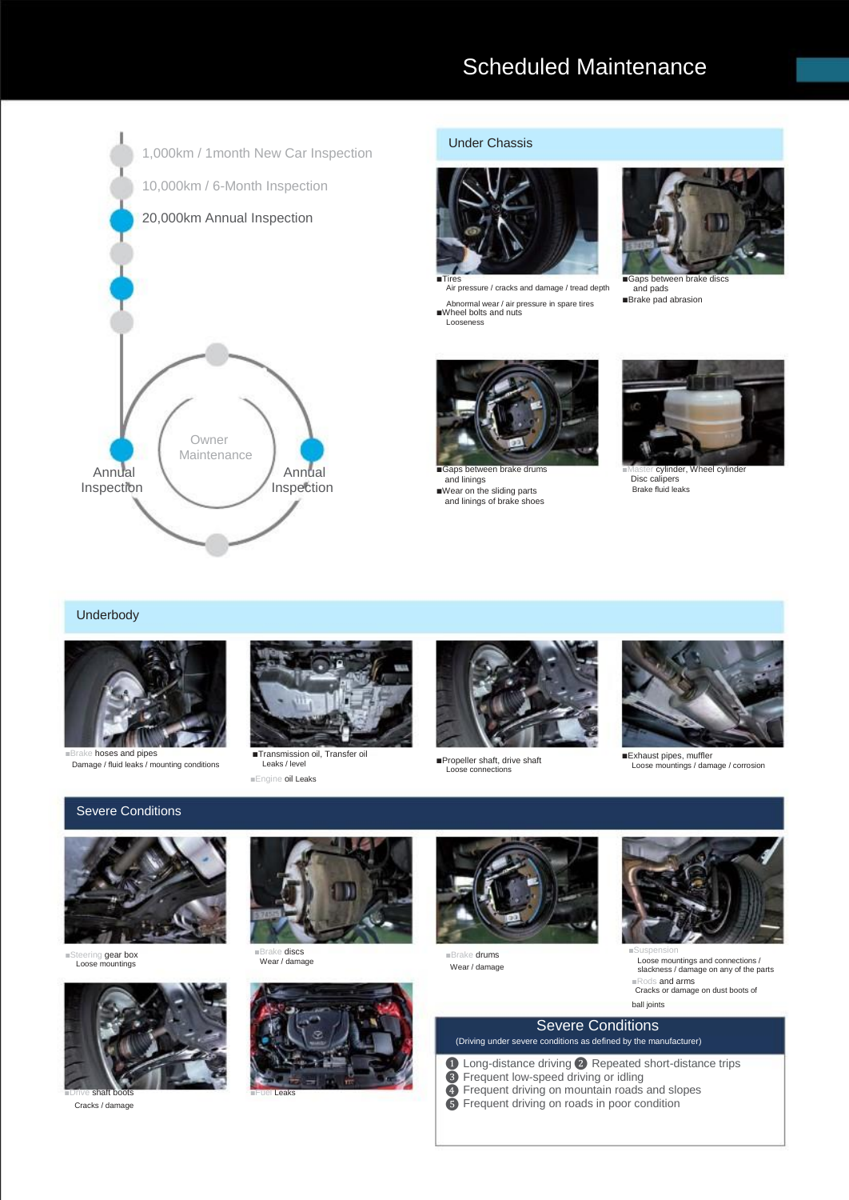# Scheduled Maintenance

- 1,000km / 1month New Car Inspection
- 10,000km / 6-Month Inspection
- 20,000km Annual Inspection

Annual Inspection

Owner Maintenance

Annual Inspection

## Under Chassis

■Tires
Air pressure / cracks and damage / tread depth

Abnormal wear / air pressure in spare tires

■Wheel bolts and nuts
Looseness

■Gaps between brake discs and pads

■Brake pad abrasion

■Gaps between brake drums and linings

■Wear on the sliding parts and linings of brake shoes

■Master cylinder, Wheel cylinder
Disc calipers
Brake fluid leaks

## Underbody

■Brake hoses and pipes
Damage / fluid leaks / mounting conditions

■Transmission oil, Transfer oil
Leaks / level

■Engine oil Leaks

■Propeller shaft, drive shaft
Loose connections

■Exhaust pipes, muffler
Loose mountings / damage / corrosion

## Severe Conditions

■Steering gear box
Loose mountings

■Brake discs
Wear / damage

■Brake drums
Wear / damage

■Suspension
Loose mountings and connections / slackness / damage on any of the parts

■Rods and arms
Cracks or damage on dust boots of ball joints

■Drive shaft boots
Cracks / damage

■Fuel Leaks

### Severe Conditions

(Driving under severe conditions as defined by the manufacturer)

1. Long-distance driving
2. Repeated short-distance trips
3. Frequent low-speed driving or idling
4. Frequent driving on mountain roads and slopes
5. Frequent driving on roads in poor condition